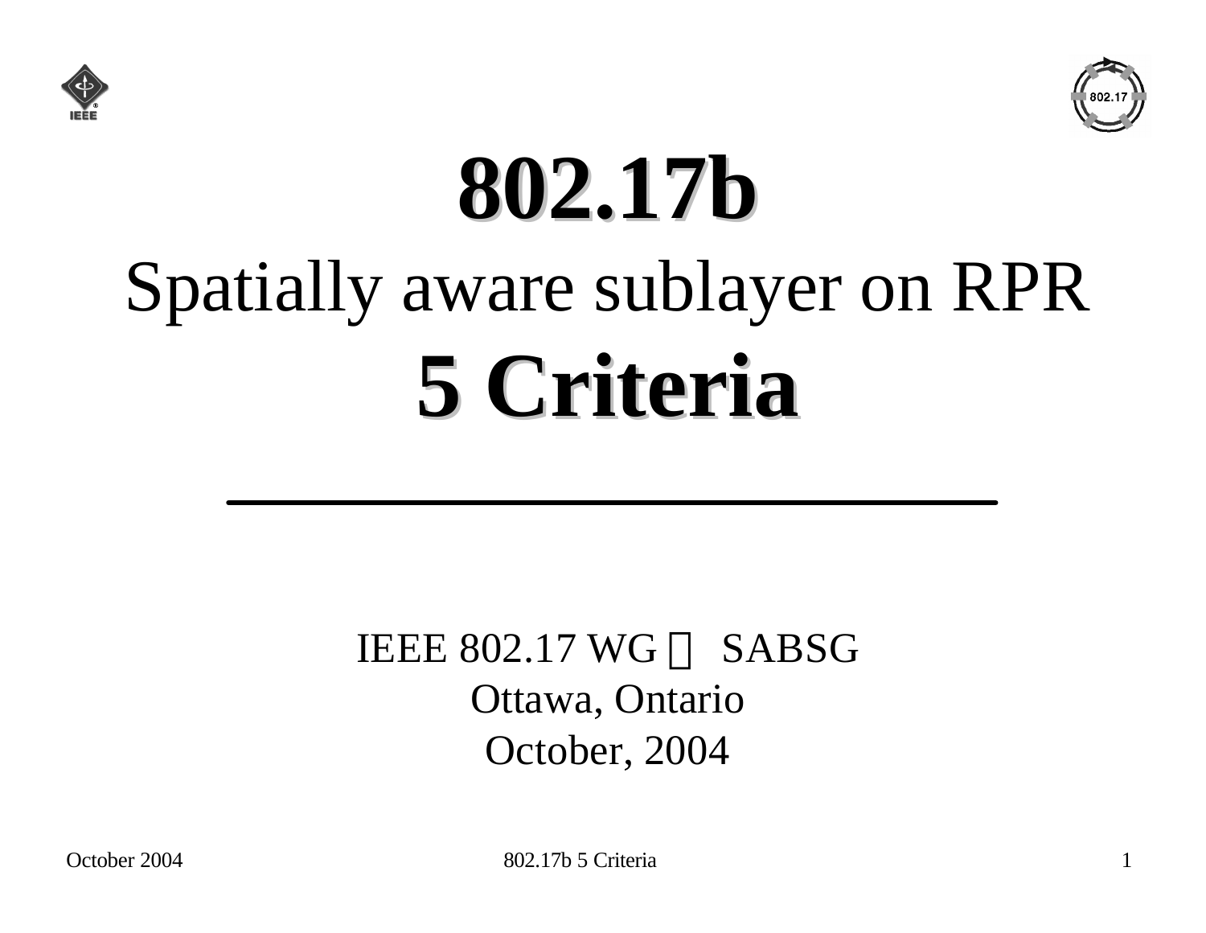# 802.17b

## Spatially aware sublayer on RPR

# 5 Criteria

---

IEEE 802.17 WG  SABSG

Ottawa, Ontario

October, 2004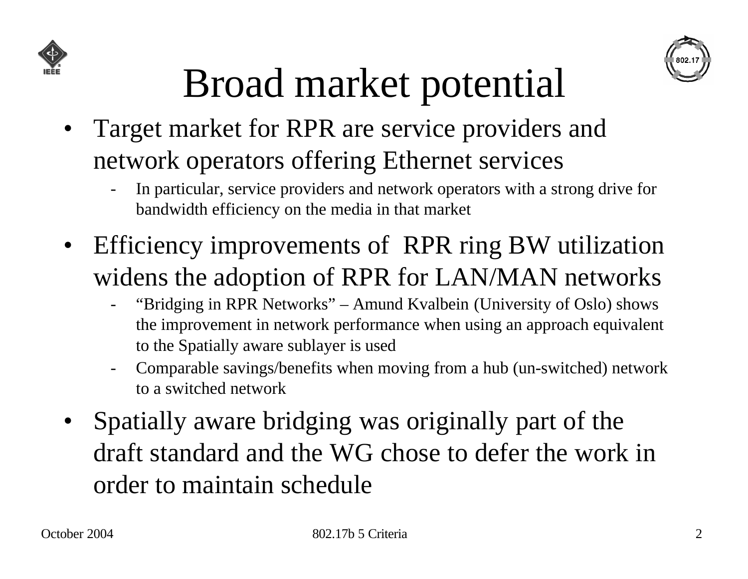# Broad market potential

- Target market for RPR are service providers and network operators offering Ethernet services
  - In particular, service providers and network operators with a strong drive for bandwidth efficiency on the media in that market
- Efficiency improvements of RPR ring BW utilization widens the adoption of RPR for LAN/MAN networks
  - "Bridging in RPR Networks" – Amund Kvalbein (University of Oslo) shows the improvement in network performance when using an approach equivalent to the Spatially aware sublayer is used
  - Comparable savings/benefits when moving from a hub (un-switched) network to a switched network
- Spatially aware bridging was originally part of the draft standard and the WG chose to defer the work in order to maintain schedule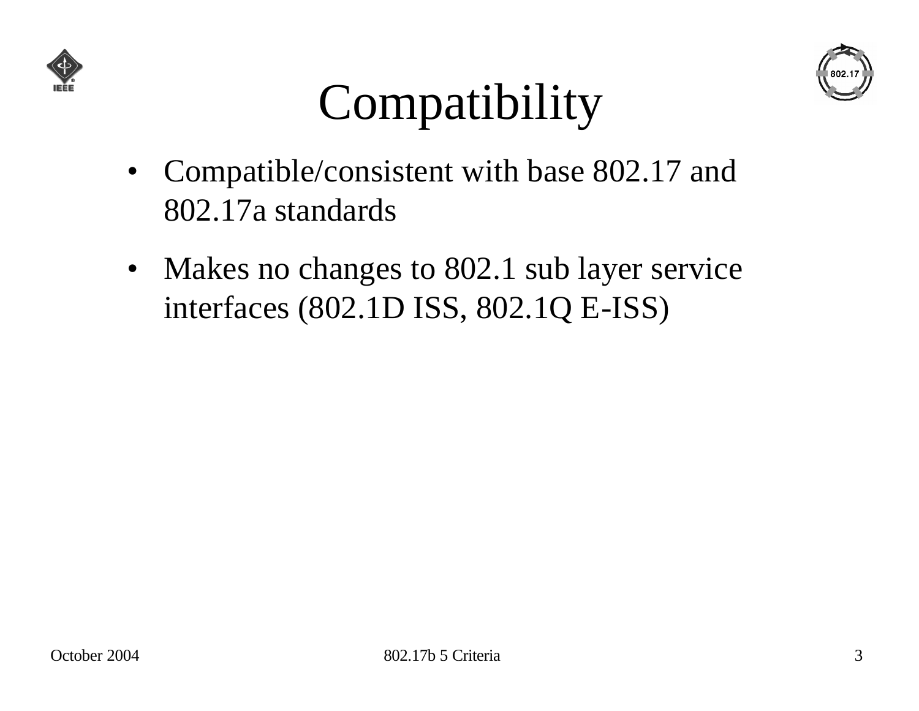# Compatibility

- Compatible/consistent with base 802.17 and 802.17a standards
- Makes no changes to 802.1 sub layer service interfaces (802.1D ISS, 802.1Q E-ISS)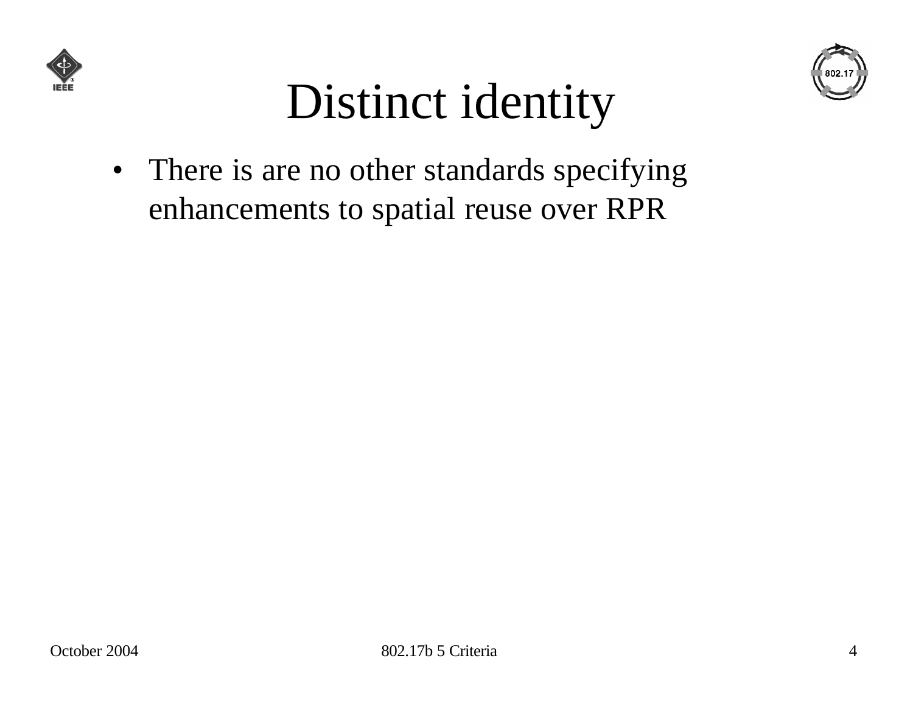# Distinct identity

- There is are no other standards specifying enhancements to spatial reuse over RPR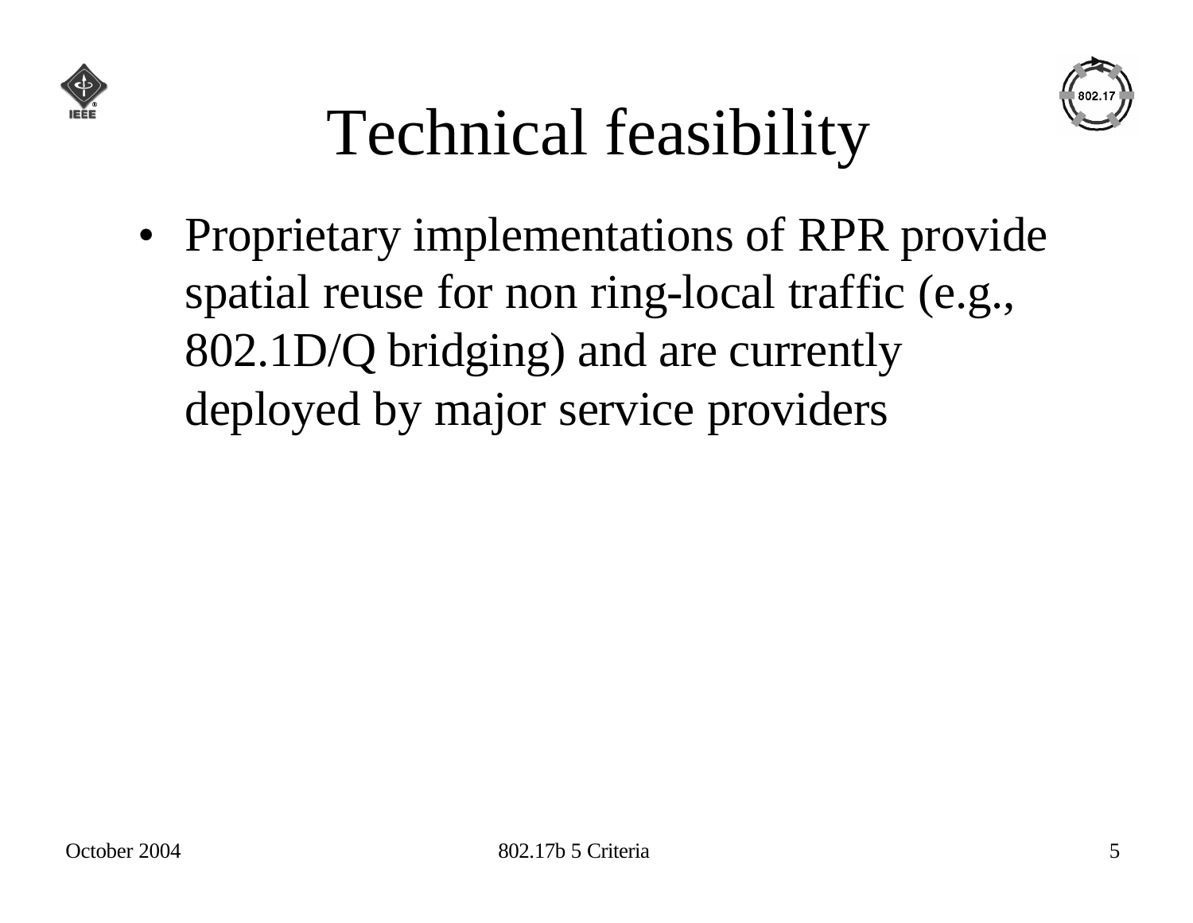# Technical feasibility

- Proprietary implementations of RPR provide spatial reuse for non ring-local traffic (e.g., 802.1D/Q bridging) and are currently deployed by major service providers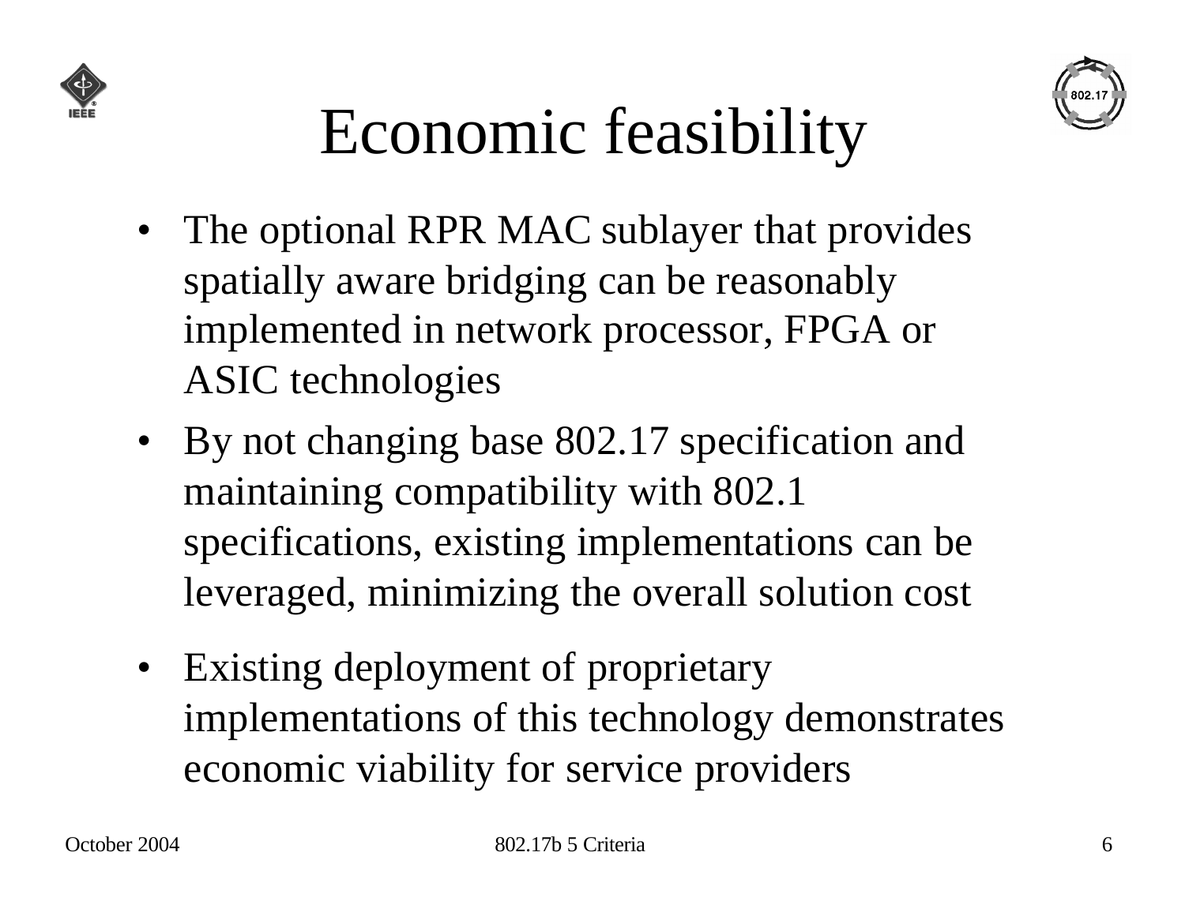# Economic feasibility

- The optional RPR MAC sublayer that provides spatially aware bridging can be reasonably implemented in network processor, FPGA or ASIC technologies
- By not changing base 802.17 specification and maintaining compatibility with 802.1 specifications, existing implementations can be leveraged, minimizing the overall solution cost
- Existing deployment of proprietary implementations of this technology demonstrates economic viability for service providers